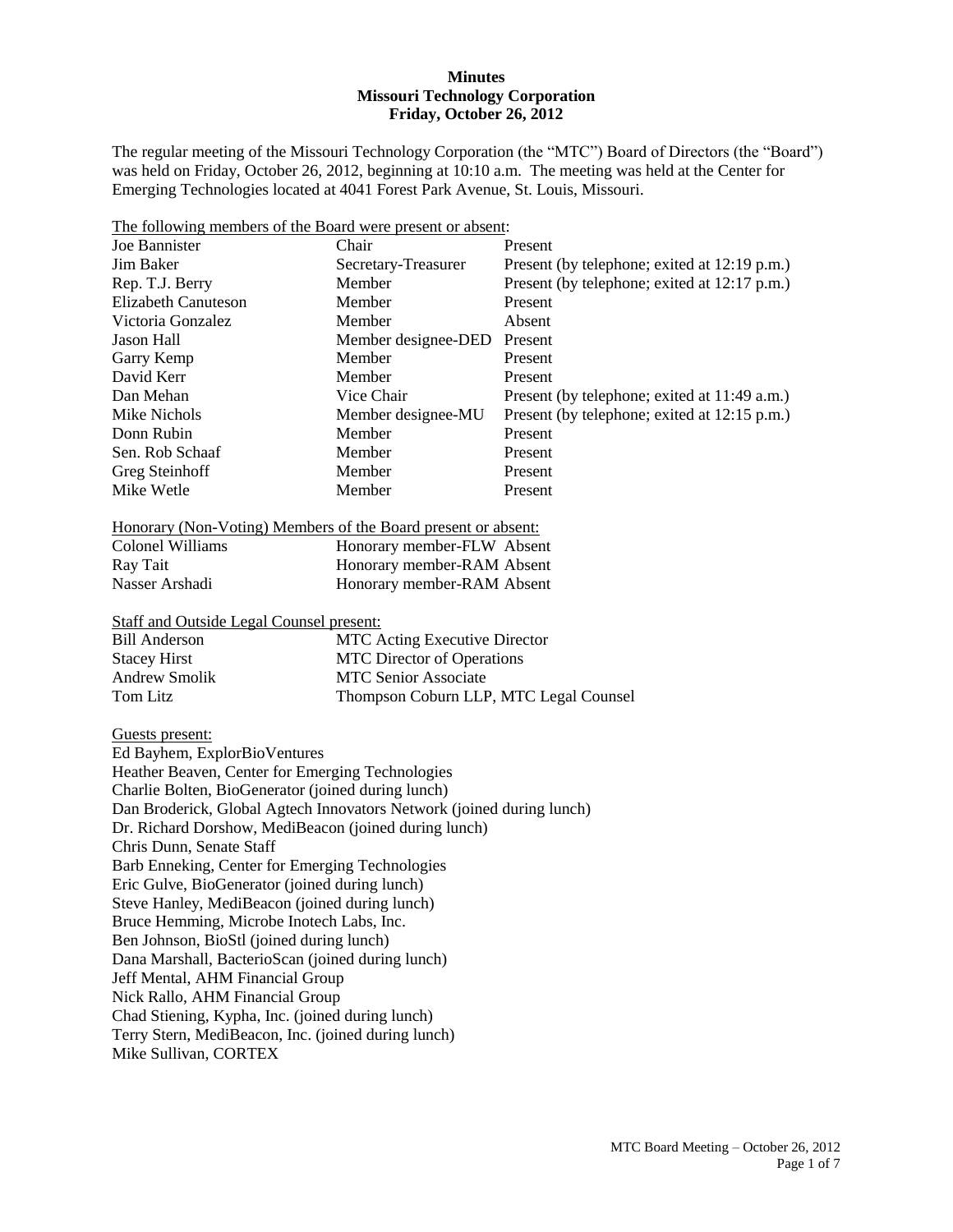**Minutes**
**Missouri Technology Corporation**
**Friday, October 26, 2012**

The regular meeting of the Missouri Technology Corporation (the "MTC") Board of Directors (the "Board") was held on Friday, October 26, 2012, beginning at 10:10 a.m. The meeting was held at the Center for Emerging Technologies located at 4041 Forest Park Avenue, St. Louis, Missouri.

The following members of the Board were present or absent:

| | | |
|---|---|---|
| Joe Bannister | Chair | Present |
| Jim Baker | Secretary-Treasurer | Present (by telephone; exited at 12:19 p.m.) |
| Rep. T.J. Berry | Member | Present (by telephone; exited at 12:17 p.m.) |
| Elizabeth Canuteson | Member | Present |
| Victoria Gonzalez | Member | Absent |
| Jason Hall | Member designee-DED | Present |
| Garry Kemp | Member | Present |
| David Kerr | Member | Present |
| Dan Mehan | Vice Chair | Present (by telephone; exited at 11:49 a.m.) |
| Mike Nichols | Member designee-MU | Present (by telephone; exited at 12:15 p.m.) |
| Donn Rubin | Member | Present |
| Sen. Rob Schaaf | Member | Present |
| Greg Steinhoff | Member | Present |
| Mike Wetle | Member | Present |

Honorary (Non-Voting) Members of the Board present or absent:

| | | |
|---|---|---|
| Colonel Williams | Honorary member-FLW | Absent |
| Ray Tait | Honorary member-RAM | Absent |
| Nasser Arshadi | Honorary member-RAM | Absent |

Staff and Outside Legal Counsel present:

| | |
|---|---|
| Bill Anderson | MTC Acting Executive Director |
| Stacey Hirst | MTC Director of Operations |
| Andrew Smolik | MTC Senior Associate |
| Tom Litz | Thompson Coburn LLP, MTC Legal Counsel |

Guests present:

Ed Bayhem, ExplorBioVentures
Heather Beaven, Center for Emerging Technologies
Charlie Bolten, BioGenerator (joined during lunch)
Dan Broderick, Global Agtech Innovators Network (joined during lunch)
Dr. Richard Dorshow, MediBeacon (joined during lunch)
Chris Dunn, Senate Staff
Barb Enneking, Center for Emerging Technologies
Eric Gulve, BioGenerator (joined during lunch)
Steve Hanley, MediBeacon (joined during lunch)
Bruce Hemming, Microbe Inotech Labs, Inc.
Ben Johnson, BioStl (joined during lunch)
Dana Marshall, BacterioScan (joined during lunch)
Jeff Mental, AHM Financial Group
Nick Rallo, AHM Financial Group
Chad Stiening, Kypha, Inc. (joined during lunch)
Terry Stern, MediBeacon, Inc. (joined during lunch)
Mike Sullivan, CORTEX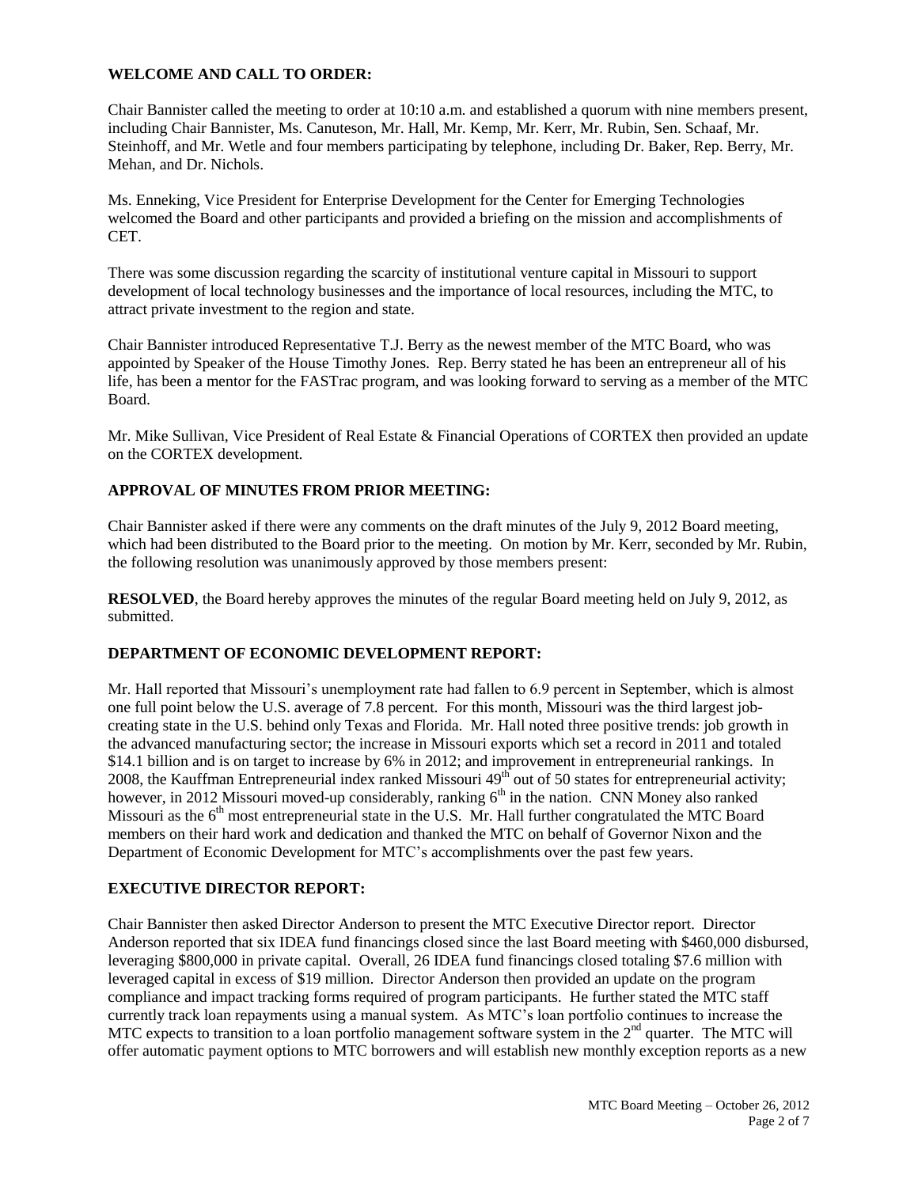## WELCOME AND CALL TO ORDER:

Chair Bannister called the meeting to order at 10:10 a.m. and established a quorum with nine members present, including Chair Bannister, Ms. Canuteson, Mr. Hall, Mr. Kemp, Mr. Kerr, Mr. Rubin, Sen. Schaaf, Mr. Steinhoff, and Mr. Wetle and four members participating by telephone, including Dr. Baker, Rep. Berry, Mr. Mehan, and Dr. Nichols.

Ms. Enneking, Vice President for Enterprise Development for the Center for Emerging Technologies welcomed the Board and other participants and provided a briefing on the mission and accomplishments of CET.

There was some discussion regarding the scarcity of institutional venture capital in Missouri to support development of local technology businesses and the importance of local resources, including the MTC, to attract private investment to the region and state.

Chair Bannister introduced Representative T.J. Berry as the newest member of the MTC Board, who was appointed by Speaker of the House Timothy Jones. Rep. Berry stated he has been an entrepreneur all of his life, has been a mentor for the FASTrac program, and was looking forward to serving as a member of the MTC Board.

Mr. Mike Sullivan, Vice President of Real Estate & Financial Operations of CORTEX then provided an update on the CORTEX development.

## APPROVAL OF MINUTES FROM PRIOR MEETING:

Chair Bannister asked if there were any comments on the draft minutes of the July 9, 2012 Board meeting, which had been distributed to the Board prior to the meeting. On motion by Mr. Kerr, seconded by Mr. Rubin, the following resolution was unanimously approved by those members present:

**RESOLVED**, the Board hereby approves the minutes of the regular Board meeting held on July 9, 2012, as submitted.

## DEPARTMENT OF ECONOMIC DEVELOPMENT REPORT:

Mr. Hall reported that Missouri's unemployment rate had fallen to 6.9 percent in September, which is almost one full point below the U.S. average of 7.8 percent. For this month, Missouri was the third largest job-creating state in the U.S. behind only Texas and Florida. Mr. Hall noted three positive trends: job growth in the advanced manufacturing sector; the increase in Missouri exports which set a record in 2011 and totaled \$14.1 billion and is on target to increase by 6% in 2012; and improvement in entrepreneurial rankings. In 2008, the Kauffman Entrepreneurial index ranked Missouri 49th out of 50 states for entrepreneurial activity; however, in 2012 Missouri moved-up considerably, ranking 6th in the nation. CNN Money also ranked Missouri as the 6th most entrepreneurial state in the U.S. Mr. Hall further congratulated the MTC Board members on their hard work and dedication and thanked the MTC on behalf of Governor Nixon and the Department of Economic Development for MTC's accomplishments over the past few years.

## EXECUTIVE DIRECTOR REPORT:

Chair Bannister then asked Director Anderson to present the MTC Executive Director report. Director Anderson reported that six IDEA fund financings closed since the last Board meeting with \$460,000 disbursed, leveraging \$800,000 in private capital. Overall, 26 IDEA fund financings closed totaling \$7.6 million with leveraged capital in excess of \$19 million. Director Anderson then provided an update on the program compliance and impact tracking forms required of program participants. He further stated the MTC staff currently track loan repayments using a manual system. As MTC's loan portfolio continues to increase the MTC expects to transition to a loan portfolio management software system in the 2nd quarter. The MTC will offer automatic payment options to MTC borrowers and will establish new monthly exception reports as a new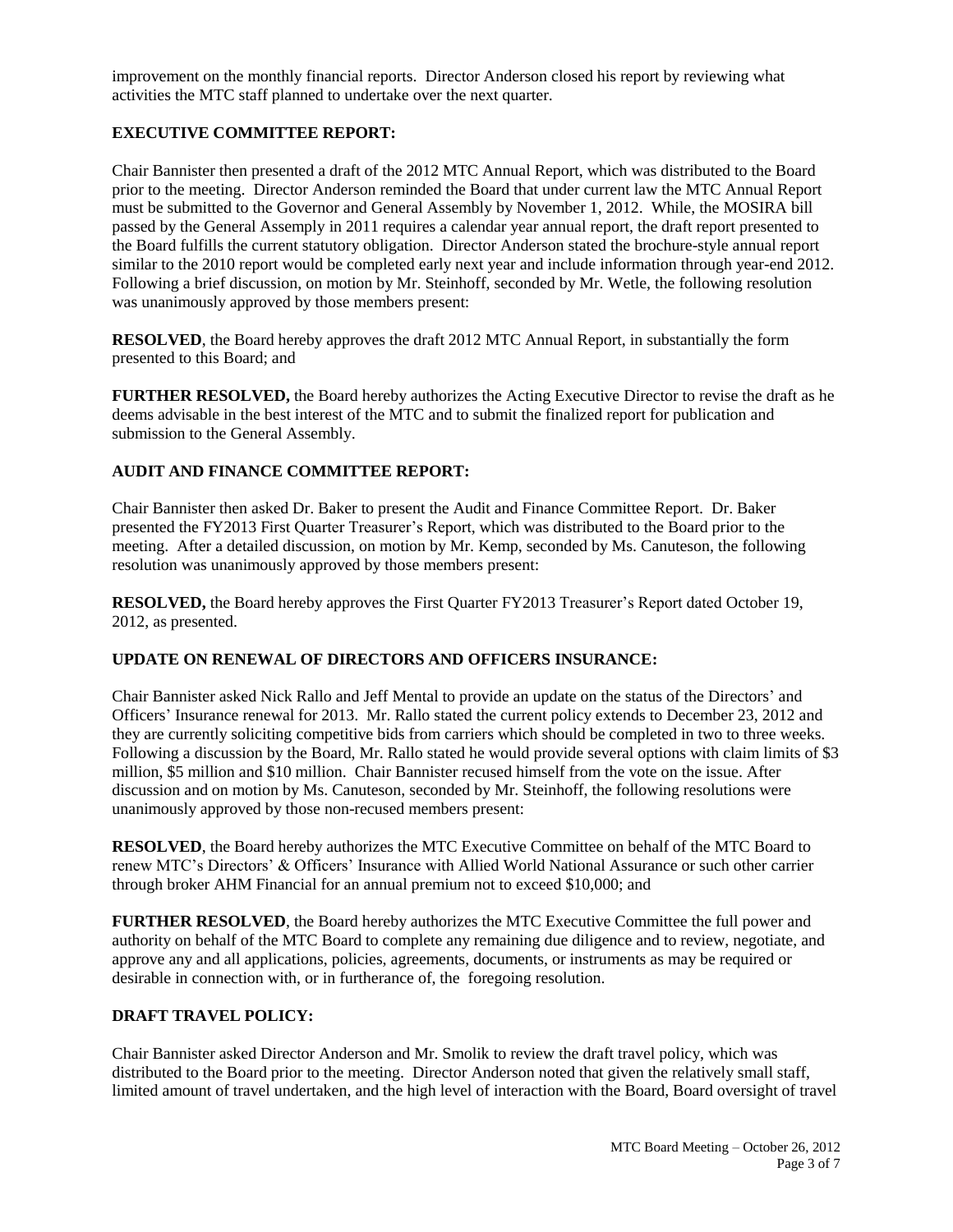improvement on the monthly financial reports. Director Anderson closed his report by reviewing what activities the MTC staff planned to undertake over the next quarter.

**EXECUTIVE COMMITTEE REPORT:**

Chair Bannister then presented a draft of the 2012 MTC Annual Report, which was distributed to the Board prior to the meeting. Director Anderson reminded the Board that under current law the MTC Annual Report must be submitted to the Governor and General Assembly by November 1, 2012. While, the MOSIRA bill passed by the General Assemply in 2011 requires a calendar year annual report, the draft report presented to the Board fulfills the current statutory obligation. Director Anderson stated the brochure-style annual report similar to the 2010 report would be completed early next year and include information through year-end 2012. Following a brief discussion, on motion by Mr. Steinhoff, seconded by Mr. Wetle, the following resolution was unanimously approved by those members present:

**RESOLVED**, the Board hereby approves the draft 2012 MTC Annual Report, in substantially the form presented to this Board; and

**FURTHER RESOLVED,** the Board hereby authorizes the Acting Executive Director to revise the draft as he deems advisable in the best interest of the MTC and to submit the finalized report for publication and submission to the General Assembly.

**AUDIT AND FINANCE COMMITTEE REPORT:**

Chair Bannister then asked Dr. Baker to present the Audit and Finance Committee Report. Dr. Baker presented the FY2013 First Quarter Treasurer's Report, which was distributed to the Board prior to the meeting. After a detailed discussion, on motion by Mr. Kemp, seconded by Ms. Canuteson, the following resolution was unanimously approved by those members present:

**RESOLVED,** the Board hereby approves the First Quarter FY2013 Treasurer's Report dated October 19, 2012, as presented.

**UPDATE ON RENEWAL OF DIRECTORS AND OFFICERS INSURANCE:**

Chair Bannister asked Nick Rallo and Jeff Mental to provide an update on the status of the Directors' and Officers' Insurance renewal for 2013. Mr. Rallo stated the current policy extends to December 23, 2012 and they are currently soliciting competitive bids from carriers which should be completed in two to three weeks. Following a discussion by the Board, Mr. Rallo stated he would provide several options with claim limits of $3 million, $5 million and $10 million. Chair Bannister recused himself from the vote on the issue. After discussion and on motion by Ms. Canuteson, seconded by Mr. Steinhoff, the following resolutions were unanimously approved by those non-recused members present:

**RESOLVED**, the Board hereby authorizes the MTC Executive Committee on behalf of the MTC Board to renew MTC's Directors' & Officers' Insurance with Allied World National Assurance or such other carrier through broker AHM Financial for an annual premium not to exceed $10,000; and

**FURTHER RESOLVED**, the Board hereby authorizes the MTC Executive Committee the full power and authority on behalf of the MTC Board to complete any remaining due diligence and to review, negotiate, and approve any and all applications, policies, agreements, documents, or instruments as may be required or desirable in connection with, or in furtherance of, the foregoing resolution.

**DRAFT TRAVEL POLICY:**

Chair Bannister asked Director Anderson and Mr. Smolik to review the draft travel policy, which was distributed to the Board prior to the meeting. Director Anderson noted that given the relatively small staff, limited amount of travel undertaken, and the high level of interaction with the Board, Board oversight of travel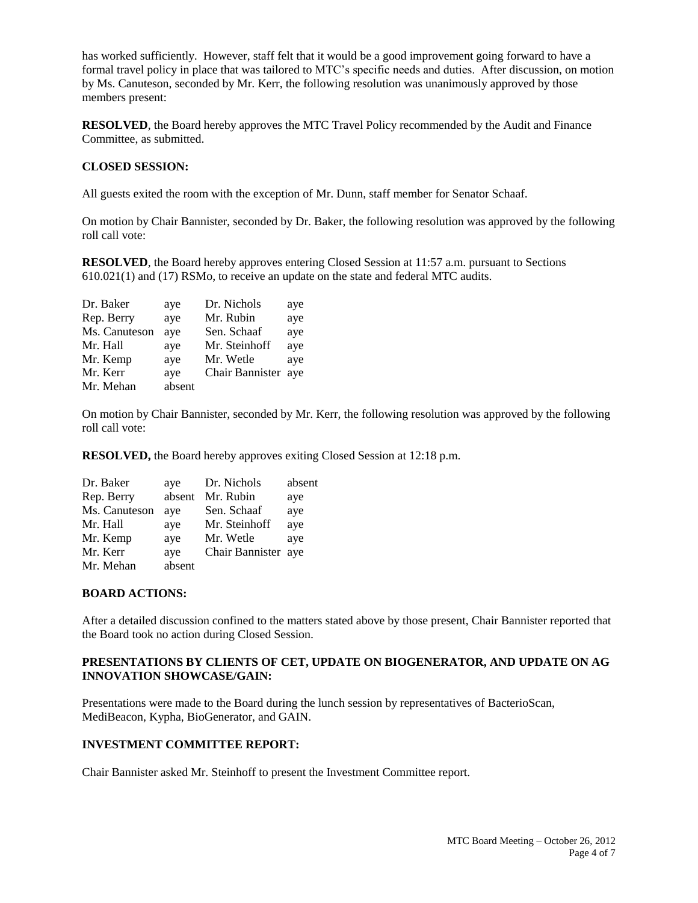has worked sufficiently. However, staff felt that it would be a good improvement going forward to have a formal travel policy in place that was tailored to MTC's specific needs and duties. After discussion, on motion by Ms. Canuteson, seconded by Mr. Kerr, the following resolution was unanimously approved by those members present:

**RESOLVED**, the Board hereby approves the MTC Travel Policy recommended by the Audit and Finance Committee, as submitted.

**CLOSED SESSION:**

All guests exited the room with the exception of Mr. Dunn, staff member for Senator Schaaf.

On motion by Chair Bannister, seconded by Dr. Baker, the following resolution was approved by the following roll call vote:

**RESOLVED**, the Board hereby approves entering Closed Session at 11:57 a.m. pursuant to Sections 610.021(1) and (17) RSMo, to receive an update on the state and federal MTC audits.

| | | | |
|---|---|---|---|
| Dr. Baker | aye | Dr. Nichols | aye |
| Rep. Berry | aye | Mr. Rubin | aye |
| Ms. Canuteson | aye | Sen. Schaaf | aye |
| Mr. Hall | aye | Mr. Steinhoff | aye |
| Mr. Kemp | aye | Mr. Wetle | aye |
| Mr. Kerr | aye | Chair Bannister | aye |
| Mr. Mehan | absent | | |

On motion by Chair Bannister, seconded by Mr. Kerr, the following resolution was approved by the following roll call vote:

**RESOLVED,** the Board hereby approves exiting Closed Session at 12:18 p.m.

| | | | |
|---|---|---|---|
| Dr. Baker | aye | Dr. Nichols | absent |
| Rep. Berry | absent | Mr. Rubin | aye |
| Ms. Canuteson | aye | Sen. Schaaf | aye |
| Mr. Hall | aye | Mr. Steinhoff | aye |
| Mr. Kemp | aye | Mr. Wetle | aye |
| Mr. Kerr | aye | Chair Bannister | aye |
| Mr. Mehan | absent | | |

**BOARD ACTIONS:**

After a detailed discussion confined to the matters stated above by those present, Chair Bannister reported that the Board took no action during Closed Session.

**PRESENTATIONS BY CLIENTS OF CET, UPDATE ON BIOGENERATOR, AND UPDATE ON AG INNOVATION SHOWCASE/GAIN:**

Presentations were made to the Board during the lunch session by representatives of BacterioScan, MediBeacon, Kypha, BioGenerator, and GAIN.

**INVESTMENT COMMITTEE REPORT:**

Chair Bannister asked Mr. Steinhoff to present the Investment Committee report.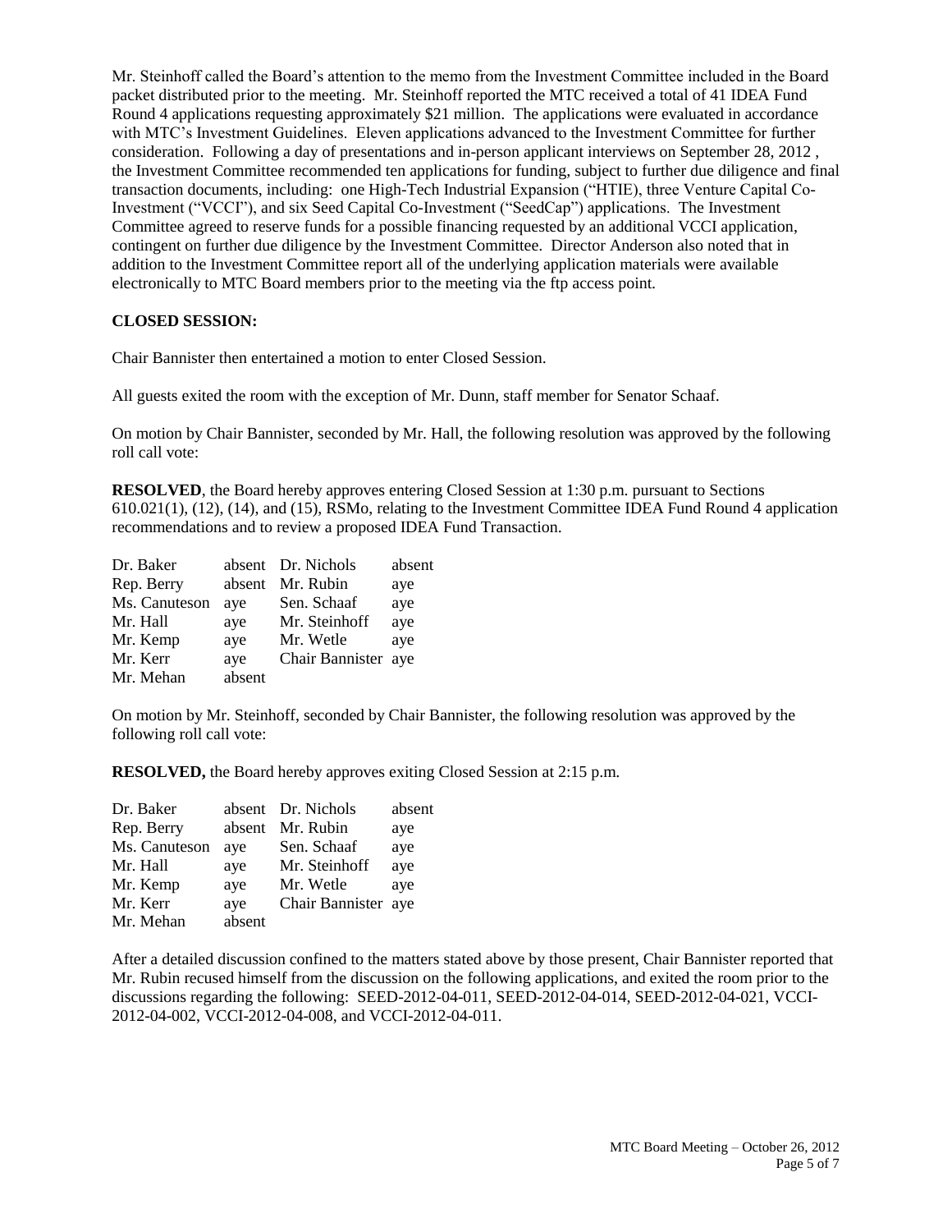Mr. Steinhoff called the Board's attention to the memo from the Investment Committee included in the Board packet distributed prior to the meeting. Mr. Steinhoff reported the MTC received a total of 41 IDEA Fund Round 4 applications requesting approximately $21 million. The applications were evaluated in accordance with MTC's Investment Guidelines. Eleven applications advanced to the Investment Committee for further consideration. Following a day of presentations and in-person applicant interviews on September 28, 2012 , the Investment Committee recommended ten applications for funding, subject to further due diligence and final transaction documents, including: one High-Tech Industrial Expansion ("HTIE), three Venture Capital Co-Investment ("VCCI"), and six Seed Capital Co-Investment ("SeedCap") applications. The Investment Committee agreed to reserve funds for a possible financing requested by an additional VCCI application, contingent on further due diligence by the Investment Committee. Director Anderson also noted that in addition to the Investment Committee report all of the underlying application materials were available electronically to MTC Board members prior to the meeting via the ftp access point.

**CLOSED SESSION:**

Chair Bannister then entertained a motion to enter Closed Session.

All guests exited the room with the exception of Mr. Dunn, staff member for Senator Schaaf.

On motion by Chair Bannister, seconded by Mr. Hall, the following resolution was approved by the following roll call vote:

**RESOLVED**, the Board hereby approves entering Closed Session at 1:30 p.m. pursuant to Sections 610.021(1), (12), (14), and (15), RSMo, relating to the Investment Committee IDEA Fund Round 4 application recommendations and to review a proposed IDEA Fund Transaction.

| | | | |
|---|---|---|---|
| Dr. Baker | absent | Dr. Nichols | absent |
| Rep. Berry | absent | Mr. Rubin | aye |
| Ms. Canuteson | aye | Sen. Schaaf | aye |
| Mr. Hall | aye | Mr. Steinhoff | aye |
| Mr. Kemp | aye | Mr. Wetle | aye |
| Mr. Kerr | aye | Chair Bannister | aye |
| Mr. Mehan | absent | | |

On motion by Mr. Steinhoff, seconded by Chair Bannister, the following resolution was approved by the following roll call vote:

**RESOLVED,** the Board hereby approves exiting Closed Session at 2:15 p.m.

| | | | |
|---|---|---|---|
| Dr. Baker | absent | Dr. Nichols | absent |
| Rep. Berry | absent | Mr. Rubin | aye |
| Ms. Canuteson | aye | Sen. Schaaf | aye |
| Mr. Hall | aye | Mr. Steinhoff | aye |
| Mr. Kemp | aye | Mr. Wetle | aye |
| Mr. Kerr | aye | Chair Bannister | aye |
| Mr. Mehan | absent | | |

After a detailed discussion confined to the matters stated above by those present, Chair Bannister reported that Mr. Rubin recused himself from the discussion on the following applications, and exited the room prior to the discussions regarding the following: SEED-2012-04-011, SEED-2012-04-014, SEED-2012-04-021, VCCI-2012-04-002, VCCI-2012-04-008, and VCCI-2012-04-011.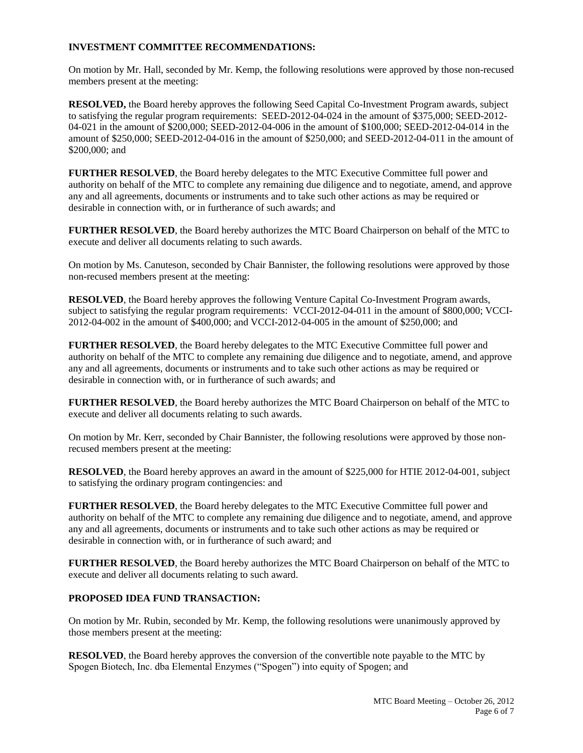**INVESTMENT COMMITTEE RECOMMENDATIONS:**

On motion by Mr. Hall, seconded by Mr. Kemp, the following resolutions were approved by those non-recused members present at the meeting:

**RESOLVED,** the Board hereby approves the following Seed Capital Co-Investment Program awards, subject to satisfying the regular program requirements: SEED-2012-04-024 in the amount of $375,000; SEED-2012-04-021 in the amount of $200,000; SEED-2012-04-006 in the amount of $100,000; SEED-2012-04-014 in the amount of $250,000; SEED-2012-04-016 in the amount of $250,000; and SEED-2012-04-011 in the amount of $200,000; and

**FURTHER RESOLVED**, the Board hereby delegates to the MTC Executive Committee full power and authority on behalf of the MTC to complete any remaining due diligence and to negotiate, amend, and approve any and all agreements, documents or instruments and to take such other actions as may be required or desirable in connection with, or in furtherance of such awards; and

**FURTHER RESOLVED**, the Board hereby authorizes the MTC Board Chairperson on behalf of the MTC to execute and deliver all documents relating to such awards.

On motion by Ms. Canuteson, seconded by Chair Bannister, the following resolutions were approved by those non-recused members present at the meeting:

**RESOLVED**, the Board hereby approves the following Venture Capital Co-Investment Program awards, subject to satisfying the regular program requirements: VCCI-2012-04-011 in the amount of $800,000; VCCI-2012-04-002 in the amount of $400,000; and VCCI-2012-04-005 in the amount of $250,000; and

**FURTHER RESOLVED**, the Board hereby delegates to the MTC Executive Committee full power and authority on behalf of the MTC to complete any remaining due diligence and to negotiate, amend, and approve any and all agreements, documents or instruments and to take such other actions as may be required or desirable in connection with, or in furtherance of such awards; and

**FURTHER RESOLVED**, the Board hereby authorizes the MTC Board Chairperson on behalf of the MTC to execute and deliver all documents relating to such awards.

On motion by Mr. Kerr, seconded by Chair Bannister, the following resolutions were approved by those non-recused members present at the meeting:

**RESOLVED**, the Board hereby approves an award in the amount of $225,000 for HTIE 2012-04-001, subject to satisfying the ordinary program contingencies: and

**FURTHER RESOLVED**, the Board hereby delegates to the MTC Executive Committee full power and authority on behalf of the MTC to complete any remaining due diligence and to negotiate, amend, and approve any and all agreements, documents or instruments and to take such other actions as may be required or desirable in connection with, or in furtherance of such award; and

**FURTHER RESOLVED**, the Board hereby authorizes the MTC Board Chairperson on behalf of the MTC to execute and deliver all documents relating to such award.

**PROPOSED IDEA FUND TRANSACTION:**

On motion by Mr. Rubin, seconded by Mr. Kemp, the following resolutions were unanimously approved by those members present at the meeting:

**RESOLVED**, the Board hereby approves the conversion of the convertible note payable to the MTC by Spogen Biotech, Inc. dba Elemental Enzymes ("Spogen") into equity of Spogen; and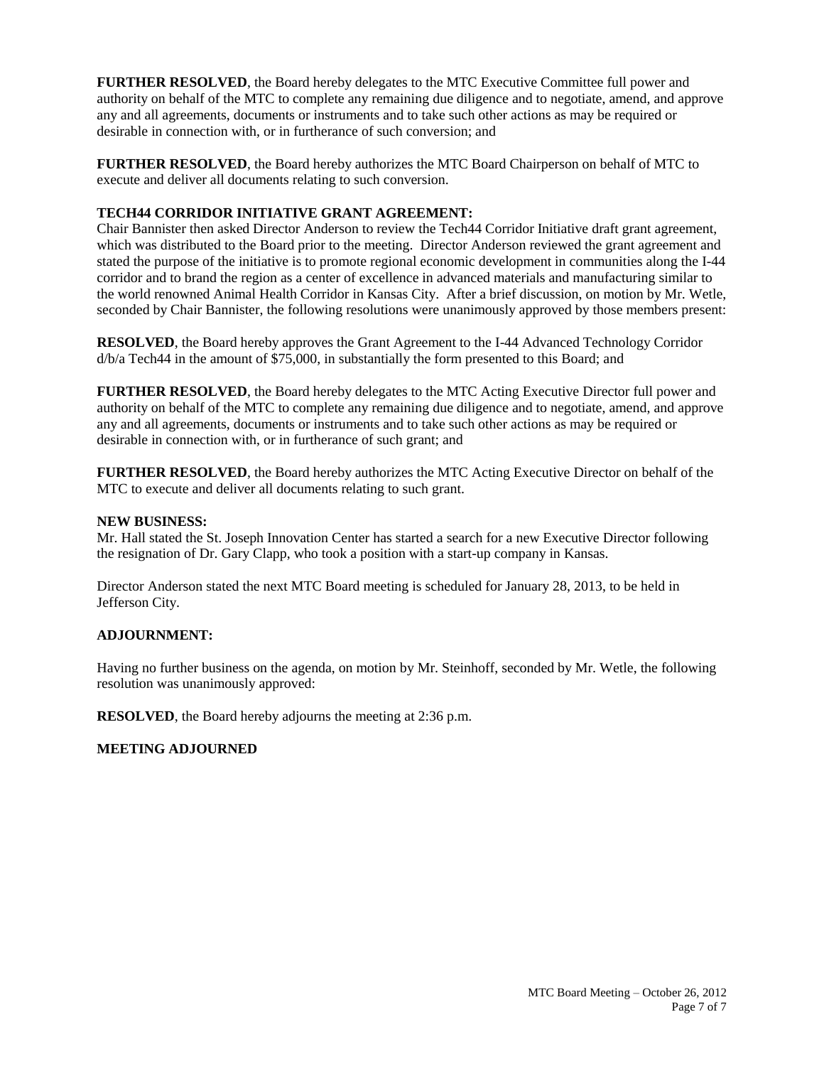**FURTHER RESOLVED**, the Board hereby delegates to the MTC Executive Committee full power and authority on behalf of the MTC to complete any remaining due diligence and to negotiate, amend, and approve any and all agreements, documents or instruments and to take such other actions as may be required or desirable in connection with, or in furtherance of such conversion; and

**FURTHER RESOLVED**, the Board hereby authorizes the MTC Board Chairperson on behalf of MTC to execute and deliver all documents relating to such conversion.

**TECH44 CORRIDOR INITIATIVE GRANT AGREEMENT:**

Chair Bannister then asked Director Anderson to review the Tech44 Corridor Initiative draft grant agreement, which was distributed to the Board prior to the meeting. Director Anderson reviewed the grant agreement and stated the purpose of the initiative is to promote regional economic development in communities along the I-44 corridor and to brand the region as a center of excellence in advanced materials and manufacturing similar to the world renowned Animal Health Corridor in Kansas City. After a brief discussion, on motion by Mr. Wetle, seconded by Chair Bannister, the following resolutions were unanimously approved by those members present:

**RESOLVED**, the Board hereby approves the Grant Agreement to the I-44 Advanced Technology Corridor d/b/a Tech44 in the amount of $75,000, in substantially the form presented to this Board; and

**FURTHER RESOLVED**, the Board hereby delegates to the MTC Acting Executive Director full power and authority on behalf of the MTC to complete any remaining due diligence and to negotiate, amend, and approve any and all agreements, documents or instruments and to take such other actions as may be required or desirable in connection with, or in furtherance of such grant; and

**FURTHER RESOLVED**, the Board hereby authorizes the MTC Acting Executive Director on behalf of the MTC to execute and deliver all documents relating to such grant.

**NEW BUSINESS:**

Mr. Hall stated the St. Joseph Innovation Center has started a search for a new Executive Director following the resignation of Dr. Gary Clapp, who took a position with a start-up company in Kansas.

Director Anderson stated the next MTC Board meeting is scheduled for January 28, 2013, to be held in Jefferson City.

**ADJOURNMENT:**

Having no further business on the agenda, on motion by Mr. Steinhoff, seconded by Mr. Wetle, the following resolution was unanimously approved:

**RESOLVED**, the Board hereby adjourns the meeting at 2:36 p.m.

**MEETING ADJOURNED**